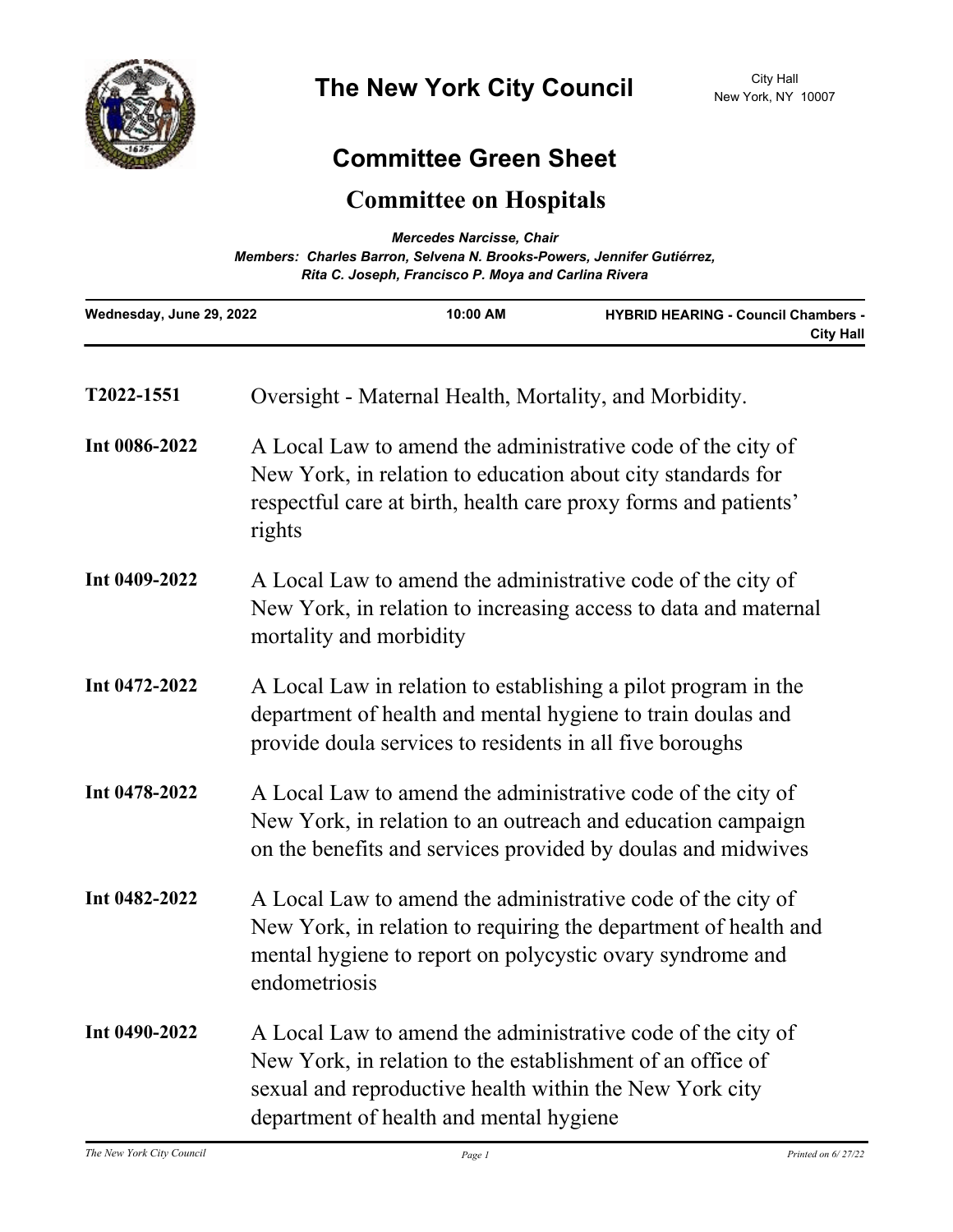# The New York City Council

City Hall
New York, NY 10007

## Committee Green Sheet

## Committee on Hospitals

***Mercedes Narcisse, Chair***
***Members: Charles Barron, Selvena N. Brooks-Powers, Jennifer Gutiérrez, Rita C. Joshep, Francisco P. Moya and Carlina Rivera***

| **Wednesday, June 29, 2022** | **10:00 AM** | **HYBRID HEARING - Council Chambers - City Hall** |
|---|---|---|

**T2022-1551** Oversight - Maternal Health, Mortality, and Morbidity.

**Int 0086-2022** A Local Law to amend the administrative code of the city of New York, in relation to education about city standards for respectful care at birth, health care proxy forms and patients' rights

**Int 0409-2022** A Local Law to amend the administrative code of the city of New York, in relation to increasing access to data and maternal mortality and morbidity

**Int 0472-2022** A Local Law in relation to establishing a pilot program in the department of health and mental hygiene to train doulas and provide doula services to residents in all five boroughs

**Int 0478-2022** A Local Law to amend the administrative code of the city of New York, in relation to an outreach and education campaign on the benefits and services provided by doulas and midwives

**Int 0482-2022** A Local Law to amend the administrative code of the city of New York, in relation to requiring the department of health and mental hygiene to report on polycystic ovary syndrome and endometriosis

**Int 0490-2022** A Local Law to amend the administrative code of the city of New York, in relation to the establishment of an office of sexual and reproductive health within the New York city department of health and mental hygiene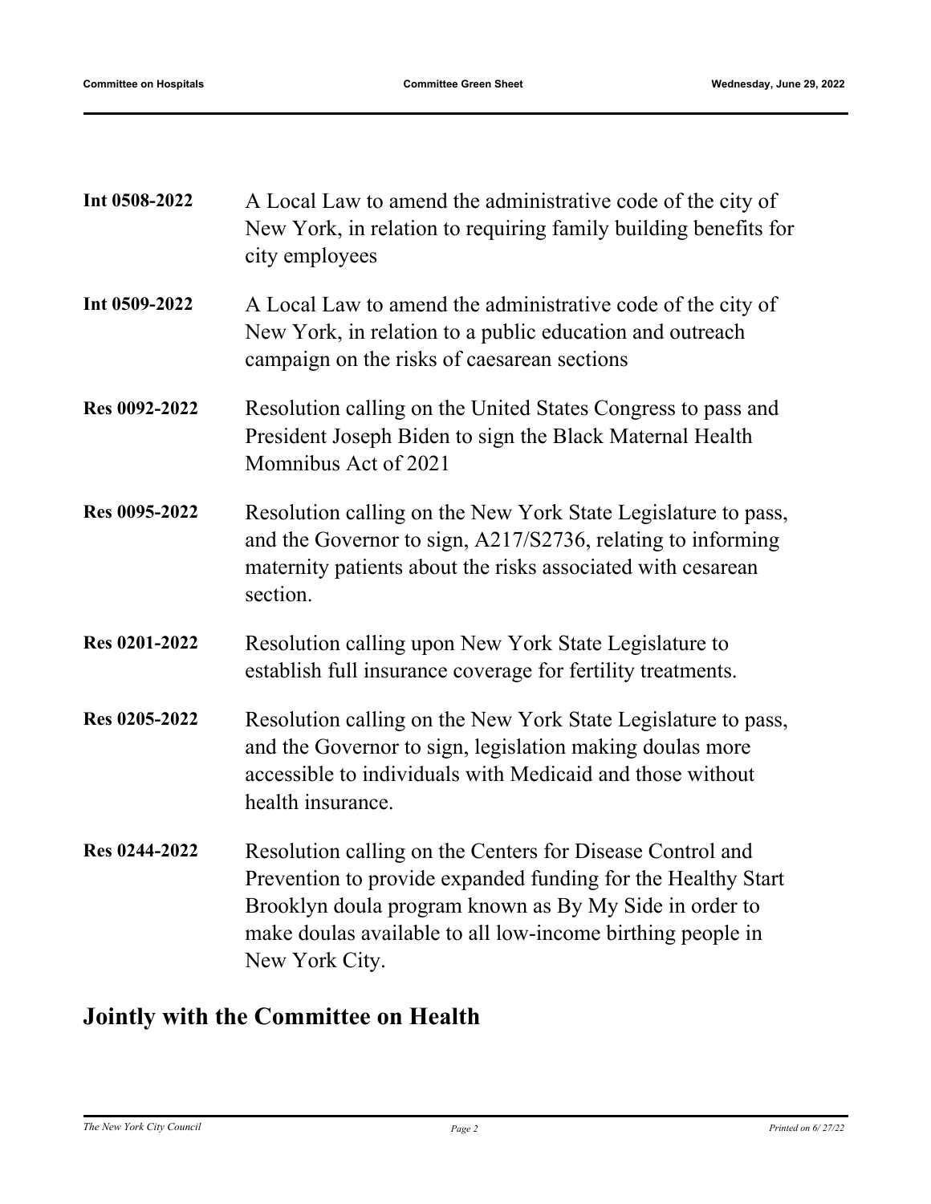**Int 0508-2022** A Local Law to amend the administrative code of the city of New York, in relation to requiring family building benefits for city employees

**Int 0509-2022** A Local Law to amend the administrative code of the city of New York, in relation to a public education and outreach campaign on the risks of caesarean sections

**Res 0092-2022** Resolution calling on the United States Congress to pass and President Joseph Biden to sign the Black Maternal Health Momnibus Act of 2021

**Res 0095-2022** Resolution calling on the New York State Legislature to pass, and the Governor to sign, A217/S2736, relating to informing maternity patients about the risks associated with cesarean section.

**Res 0201-2022** Resolution calling upon New York State Legislature to establish full insurance coverage for fertility treatments.

**Res 0205-2022** Resolution calling on the New York State Legislature to pass, and the Governor to sign, legislation making doulas more accessible to individuals with Medicaid and those without health insurance.

**Res 0244-2022** Resolution calling on the Centers for Disease Control and Prevention to provide expanded funding for the Healthy Start Brooklyn doula program known as By My Side in order to make doulas available to all low-income birthing people in New York City.

## Jointly with the Committee on Health